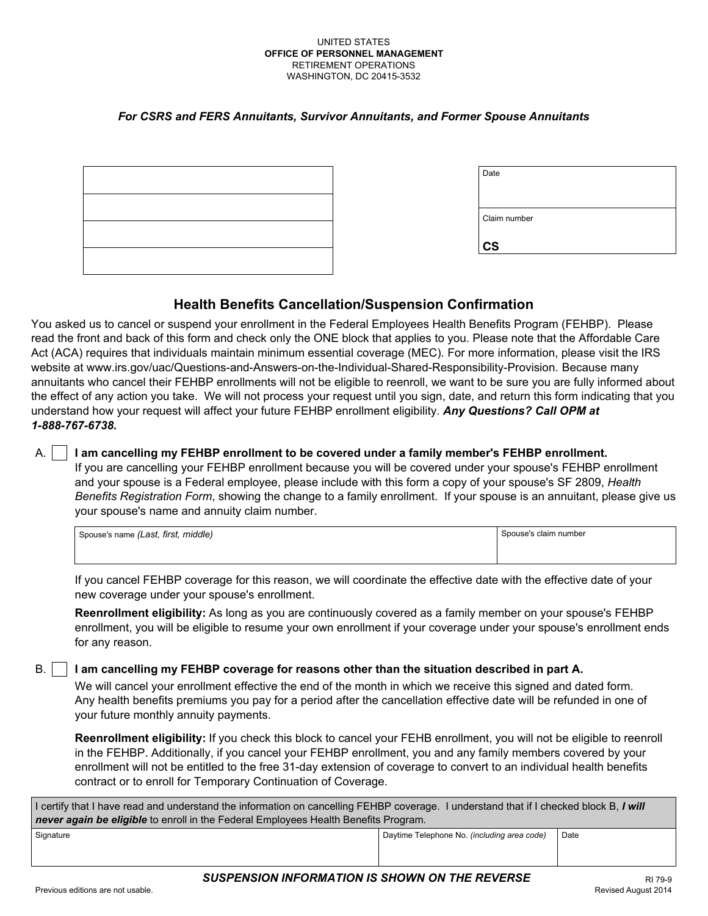UNITED STATES
**OFFICE OF PERSONNEL MANAGEMENT**
RETIREMENT OPERATIONS
WASHINGTON, DC 20415-3532

***For CSRS and FERS Annuitants, Survivor Annuitants, and Former Spouse Annuitants***

| |
|---|
| |
| |
| |
| |

| Date |
|---|
| Claim number<br>**CS** |

## Health Benefits Cancellation/Suspension Confirmation

You asked us to cancel or suspend your enrollment in the Federal Employees Health Benefits Program (FEHBP). Please read the front and back of this form and check only the ONE block that applies to you. Please note that the Affordable Care Act (ACA) requires that individuals maintain minimum essential coverage (MEC). For more information, please visit the IRS website at www.irs.gov/uac/Questions-and-Answers-on-the-Individual-Shared-Responsibility-Provision. Because many annuitants who cancel their FEHBP enrollments will not be eligible to reenroll, we want to be sure you are fully informed about the effect of any action you take. We will not process your request until you sign, date, and return this form indicating that you understand how your request will affect your future FEHBP enrollment eligibility. ***Any Questions? Call OPM at 1-888-767-6738.***

A. ☐ **I am cancelling my FEHBP enrollment to be covered under a family member's FEHBP enrollment.**
If you are cancelling your FEHBP enrollment because you will be covered under your spouse's FEHBP enrollment and your spouse is a Federal employee, please include with this form a copy of your spouse's SF 2809, *Health Benefits Registration Form*, showing the change to a family enrollment. If your spouse is an annuitant, please give us your spouse's name and annuity claim number.

| Spouse's name *(Last, first, middle)* | Spouse's claim number |
|---|---|
| | |

If you cancel FEHBP coverage for this reason, we will coordinate the effective date with the effective date of your new coverage under your spouse's enrollment.

**Reenrollment eligibility:** As long as you are continuously covered as a family member on your spouse's FEHBP enrollment, you will be eligible to resume your own enrollment if your coverage under your spouse's enrollment ends for any reason.

B. ☐ **I am cancelling my FEHBP coverage for reasons other than the situation described in part A.**
We will cancel your enrollment effective the end of the month in which we receive this signed and dated form. Any health benefits premiums you pay for a period after the cancellation effective date will be refunded in one of your future monthly annuity payments.

**Reenrollment eligibility:** If you check this block to cancel your FEHB enrollment, you will not be eligible to reenroll in the FEHBP. Additionally, if you cancel your FEHBP enrollment, you and any family members covered by your enrollment will not be entitled to the free 31-day extension of coverage to convert to an individual health benefits contract or to enroll for Temporary Continuation of Coverage.

| I certify that I have read and understand the information on cancelling FEHBP coverage. I understand that if I checked block B, ***I will never again be eligible*** to enroll in the Federal Employees Health Benefits Program. | | |
|---|---|---|
| Signature | Daytime Telephone No. *(including area code)* | Date |
| | | |

***SUSPENSION INFORMATION IS SHOWN ON THE REVERSE***

Previous editions are not usable.

RI 79-9
Revised August 2014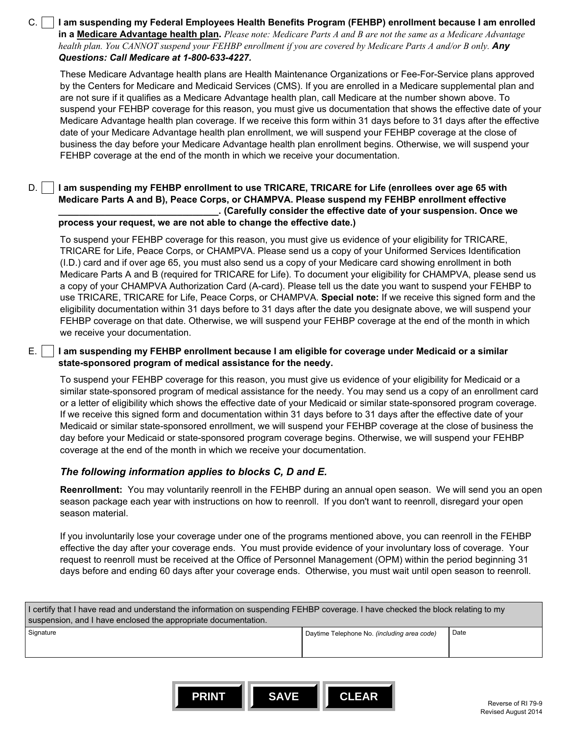C. ☐ **I am suspending my Federal Employees Health Benefits Program (FEHBP) enrollment because I am enrolled in a Medicare Advantage health plan.** *Please note: Medicare Parts A and B are not the same as a Medicare Advantage health plan. You CANNOT suspend your FEHBP enrollment if you are covered by Medicare Parts A and/or B only.* ***Any Questions: Call Medicare at 1-800-633-4227.***

These Medicare Advantage health plans are Health Maintenance Organizations or Fee-For-Service plans approved by the Centers for Medicare and Medicaid Services (CMS). If you are enrolled in a Medicare supplemental plan and are not sure if it qualifies as a Medicare Advantage health plan, call Medicare at the number shown above. To suspend your FEHBP coverage for this reason, you must give us documentation that shows the effective date of your Medicare Advantage health plan coverage. If we receive this form within 31 days before to 31 days after the effective date of your Medicare Advantage health plan enrollment, we will suspend your FEHBP coverage at the close of business the day before your Medicare Advantage health plan enrollment begins. Otherwise, we will suspend your FEHBP coverage at the end of the month in which we receive your documentation.

D. ☐ **I am suspending my FEHBP enrollment to use TRICARE, TRICARE for Life (enrollees over age 65 with Medicare Parts A and B), Peace Corps, or CHAMPVA. Please suspend my FEHBP enrollment effective _______________________________. (Carefully consider the effective date of your suspension. Once we process your request, we are not able to change the effective date.)**

To suspend your FEHBP coverage for this reason, you must give us evidence of your eligibility for TRICARE, TRICARE for Life, Peace Corps, or CHAMPVA. Please send us a copy of your Uniformed Services Identification (I.D.) card and if over age 65, you must also send us a copy of your Medicare card showing enrollment in both Medicare Parts A and B (required for TRICARE for Life). To document your eligibility for CHAMPVA, please send us a copy of your CHAMPVA Authorization Card (A-card). Please tell us the date you want to suspend your FEHBP to use TRICARE, TRICARE for Life, Peace Corps, or CHAMPVA. **Special note:** If we receive this signed form and the eligibility documentation within 31 days before to 31 days after the date you designate above, we will suspend your FEHBP coverage on that date. Otherwise, we will suspend your FEHBP coverage at the end of the month in which we receive your documentation.

E. ☐ **I am suspending my FEHBP enrollment because I am eligible for coverage under Medicaid or a similar state-sponsored program of medical assistance for the needy.**

To suspend your FEHBP coverage for this reason, you must give us evidence of your eligibility for Medicaid or a similar state-sponsored program of medical assistance for the needy. You may send us a copy of an enrollment card or a letter of eligibility which shows the effective date of your Medicaid or similar state-sponsored program coverage. If we receive this signed form and documentation within 31 days before to 31 days after the effective date of your Medicaid or similar state-sponsored enrollment, we will suspend your FEHBP coverage at the close of business the day before your Medicaid or state-sponsored program coverage begins. Otherwise, we will suspend your FEHBP coverage at the end of the month in which we receive your documentation.

### *The following information applies to blocks C, D and E.*

**Reenrollment:** You may voluntarily reenroll in the FEHBP during an annual open season. We will send you an open season package each year with instructions on how to reenroll. If you don't want to reenroll, disregard your open season material.

If you involuntarily lose your coverage under one of the programs mentioned above, you can reenroll in the FEHBP effective the day after your coverage ends. You must provide evidence of your involuntary loss of coverage. Your request to reenroll must be received at the Office of Personnel Management (OPM) within the period beginning 31 days before and ending 60 days after your coverage ends. Otherwise, you must wait until open season to reenroll.

| I certify that I have read and understand the information on suspending FEHBP coverage. I have checked the block relating to my suspension, and I have enclosed the appropriate documentation. | | |
|---|---|---|
| Signature | Daytime Telephone No. *(including area code)* | Date |

PRINT | SAVE | CLEAR

Reverse of RI 79-9
Revised August 2014